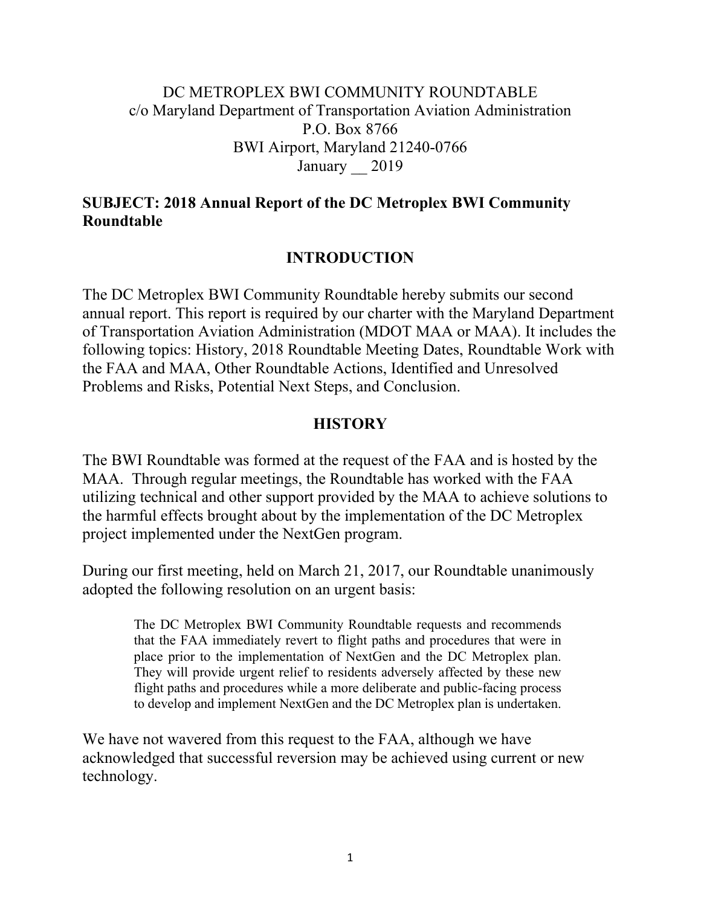DC METROPLEX BWI COMMUNITY ROUNDTABLE
c/o Maryland Department of Transportation Aviation Administration
P.O. Box 8766
BWI Airport, Maryland 21240-0766
January __ 2019

**SUBJECT: 2018 Annual Report of the DC Metroplex BWI Community Roundtable**

## INTRODUCTION

The DC Metroplex BWI Community Roundtable hereby submits our second annual report. This report is required by our charter with the Maryland Department of Transportation Aviation Administration (MDOT MAA or MAA). It includes the following topics: History, 2018 Roundtable Meeting Dates, Roundtable Work with the FAA and MAA, Other Roundtable Actions, Identified and Unresolved Problems and Risks, Potential Next Steps, and Conclusion.

## HISTORY

The BWI Roundtable was formed at the request of the FAA and is hosted by the MAA. Through regular meetings, the Roundtable has worked with the FAA utilizing technical and other support provided by the MAA to achieve solutions to the harmful effects brought about by the implementation of the DC Metroplex project implemented under the NextGen program.

During our first meeting, held on March 21, 2017, our Roundtable unanimously adopted the following resolution on an urgent basis:

> The DC Metroplex BWI Community Roundtable requests and recommends that the FAA immediately revert to flight paths and procedures that were in place prior to the implementation of NextGen and the DC Metroplex plan. They will provide urgent relief to residents adversely affected by these new flight paths and procedures while a more deliberate and public-facing process to develop and implement NextGen and the DC Metroplex plan is undertaken.

We have not wavered from this request to the FAA, although we have acknowledged that successful reversion may be achieved using current or new technology.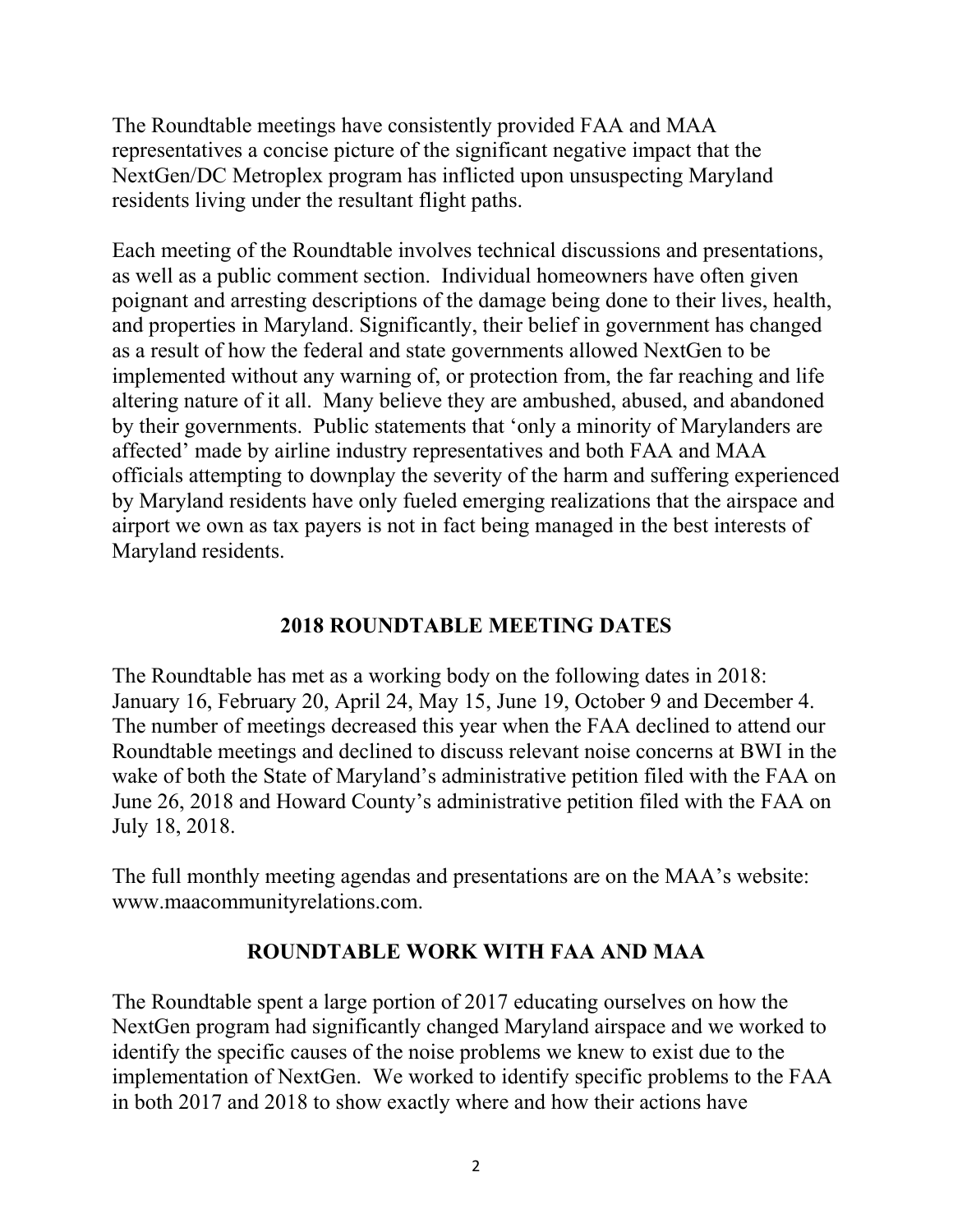The Roundtable meetings have consistently provided FAA and MAA representatives a concise picture of the significant negative impact that the NextGen/DC Metroplex program has inflicted upon unsuspecting Maryland residents living under the resultant flight paths.

Each meeting of the Roundtable involves technical discussions and presentations, as well as a public comment section. Individual homeowners have often given poignant and arresting descriptions of the damage being done to their lives, health, and properties in Maryland. Significantly, their belief in government has changed as a result of how the federal and state governments allowed NextGen to be implemented without any warning of, or protection from, the far reaching and life altering nature of it all. Many believe they are ambushed, abused, and abandoned by their governments. Public statements that 'only a minority of Marylanders are affected' made by airline industry representatives and both FAA and MAA officials attempting to downplay the severity of the harm and suffering experienced by Maryland residents have only fueled emerging realizations that the airspace and airport we own as tax payers is not in fact being managed in the best interests of Maryland residents.

## 2018 ROUNDTABLE MEETING DATES

The Roundtable has met as a working body on the following dates in 2018: January 16, February 20, April 24, May 15, June 19, October 9 and December 4. The number of meetings decreased this year when the FAA declined to attend our Roundtable meetings and declined to discuss relevant noise concerns at BWI in the wake of both the State of Maryland's administrative petition filed with the FAA on June 26, 2018 and Howard County's administrative petition filed with the FAA on July 18, 2018.

The full monthly meeting agendas and presentations are on the MAA's website: www.maacommunityrelations.com.

## ROUNDTABLE WORK WITH FAA AND MAA

The Roundtable spent a large portion of 2017 educating ourselves on how the NextGen program had significantly changed Maryland airspace and we worked to identify the specific causes of the noise problems we knew to exist due to the implementation of NextGen. We worked to identify specific problems to the FAA in both 2017 and 2018 to show exactly where and how their actions have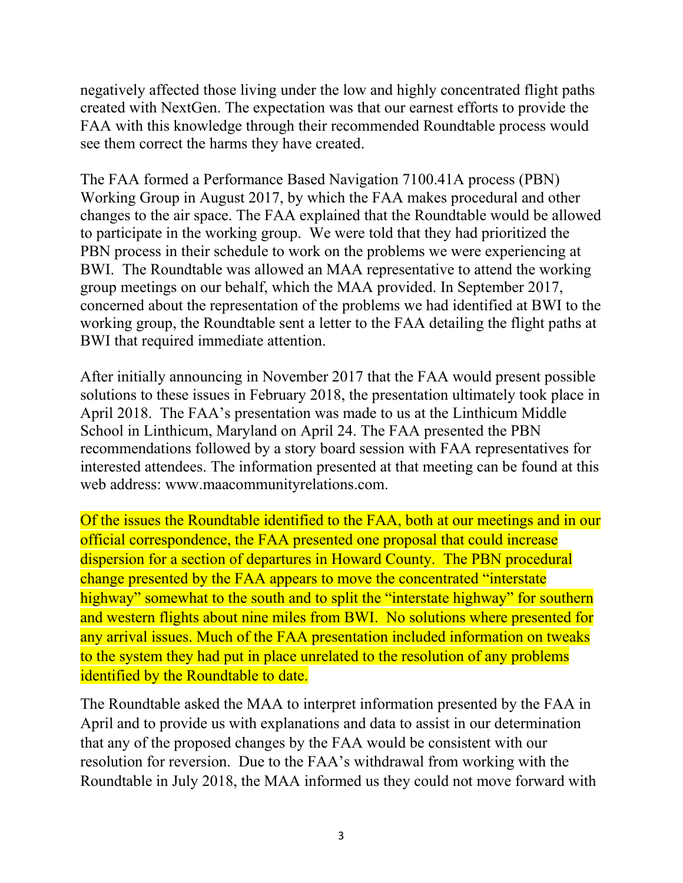negatively affected those living under the low and highly concentrated flight paths created with NextGen. The expectation was that our earnest efforts to provide the FAA with this knowledge through their recommended Roundtable process would see them correct the harms they have created.

The FAA formed a Performance Based Navigation 7100.41A process (PBN) Working Group in August 2017, by which the FAA makes procedural and other changes to the air space. The FAA explained that the Roundtable would be allowed to participate in the working group. We were told that they had prioritized the PBN process in their schedule to work on the problems we were experiencing at BWI. The Roundtable was allowed an MAA representative to attend the working group meetings on our behalf, which the MAA provided. In September 2017, concerned about the representation of the problems we had identified at BWI to the working group, the Roundtable sent a letter to the FAA detailing the flight paths at BWI that required immediate attention.

After initially announcing in November 2017 that the FAA would present possible solutions to these issues in February 2018, the presentation ultimately took place in April 2018. The FAA's presentation was made to us at the Linthicum Middle School in Linthicum, Maryland on April 24. The FAA presented the PBN recommendations followed by a story board session with FAA representatives for interested attendees. The information presented at that meeting can be found at this web address: www.maacommunityrelations.com.

Of the issues the Roundtable identified to the FAA, both at our meetings and in our official correspondence, the FAA presented one proposal that could increase dispersion for a section of departures in Howard County. The PBN procedural change presented by the FAA appears to move the concentrated "interstate highway" somewhat to the south and to split the "interstate highway" for southern and western flights about nine miles from BWI. No solutions where presented for any arrival issues. Much of the FAA presentation included information on tweaks to the system they had put in place unrelated to the resolution of any problems identified by the Roundtable to date.

The Roundtable asked the MAA to interpret information presented by the FAA in April and to provide us with explanations and data to assist in our determination that any of the proposed changes by the FAA would be consistent with our resolution for reversion. Due to the FAA's withdrawal from working with the Roundtable in July 2018, the MAA informed us they could not move forward with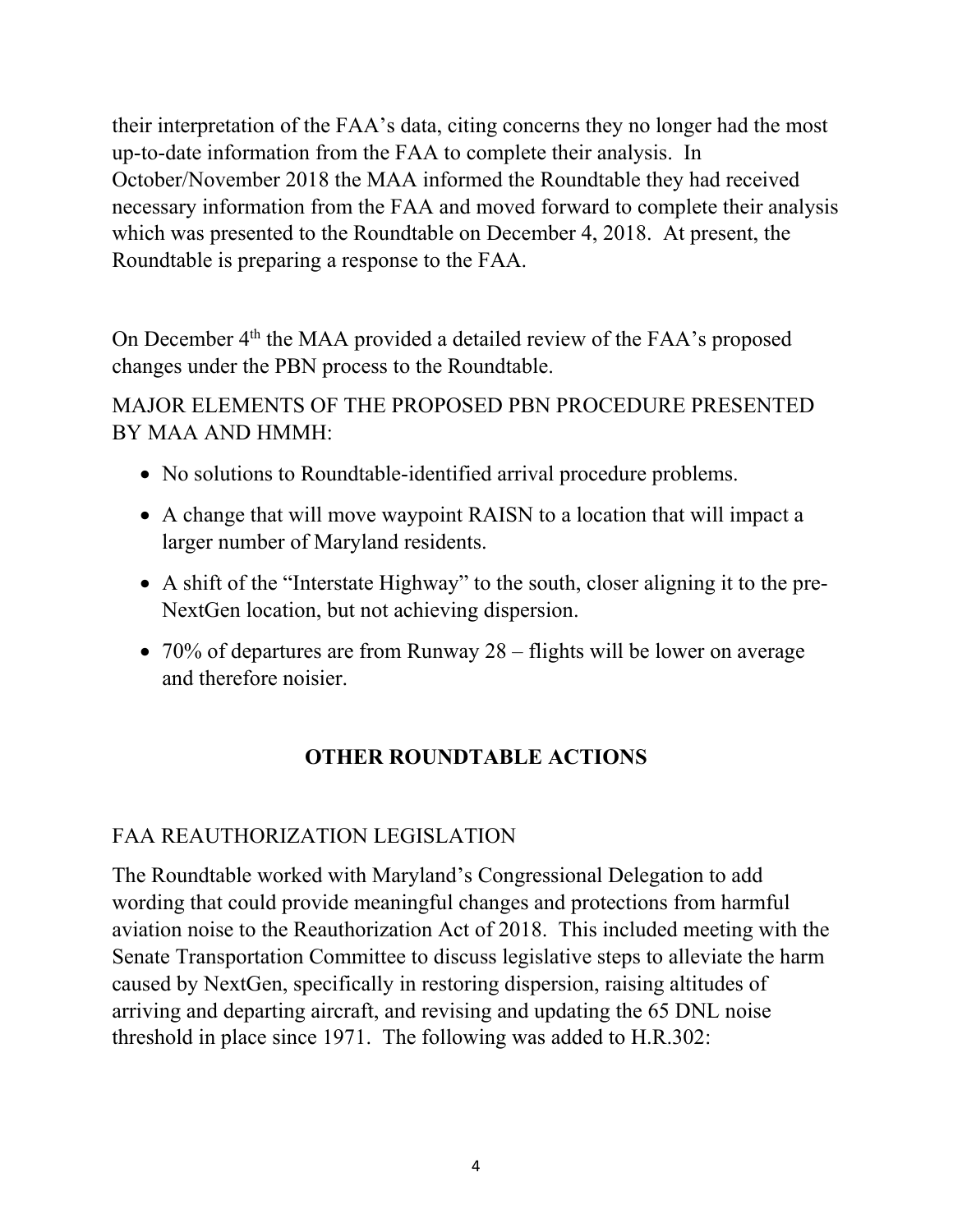their interpretation of the FAA's data, citing concerns they no longer had the most up-to-date information from the FAA to complete their analysis. In October/November 2018 the MAA informed the Roundtable they had received necessary information from the FAA and moved forward to complete their analysis which was presented to the Roundtable on December 4, 2018. At present, the Roundtable is preparing a response to the FAA.

On December 4th the MAA provided a detailed review of the FAA's proposed changes under the PBN process to the Roundtable.

MAJOR ELEMENTS OF THE PROPOSED PBN PROCEDURE PRESENTED BY MAA AND HMMH:

- No solutions to Roundtable-identified arrival procedure problems.
- A change that will move waypoint RAISN to a location that will impact a larger number of Maryland residents.
- A shift of the "Interstate Highway" to the south, closer aligning it to the pre-NextGen location, but not achieving dispersion.
- 70% of departures are from Runway 28 – flights will be lower on average and therefore noisier.

## OTHER ROUNDTABLE ACTIONS

### FAA REAUTHORIZATION LEGISLATION

The Roundtable worked with Maryland's Congressional Delegation to add wording that could provide meaningful changes and protections from harmful aviation noise to the Reauthorization Act of 2018. This included meeting with the Senate Transportation Committee to discuss legislative steps to alleviate the harm caused by NextGen, specifically in restoring dispersion, raising altitudes of arriving and departing aircraft, and revising and updating the 65 DNL noise threshold in place since 1971. The following was added to H.R.302: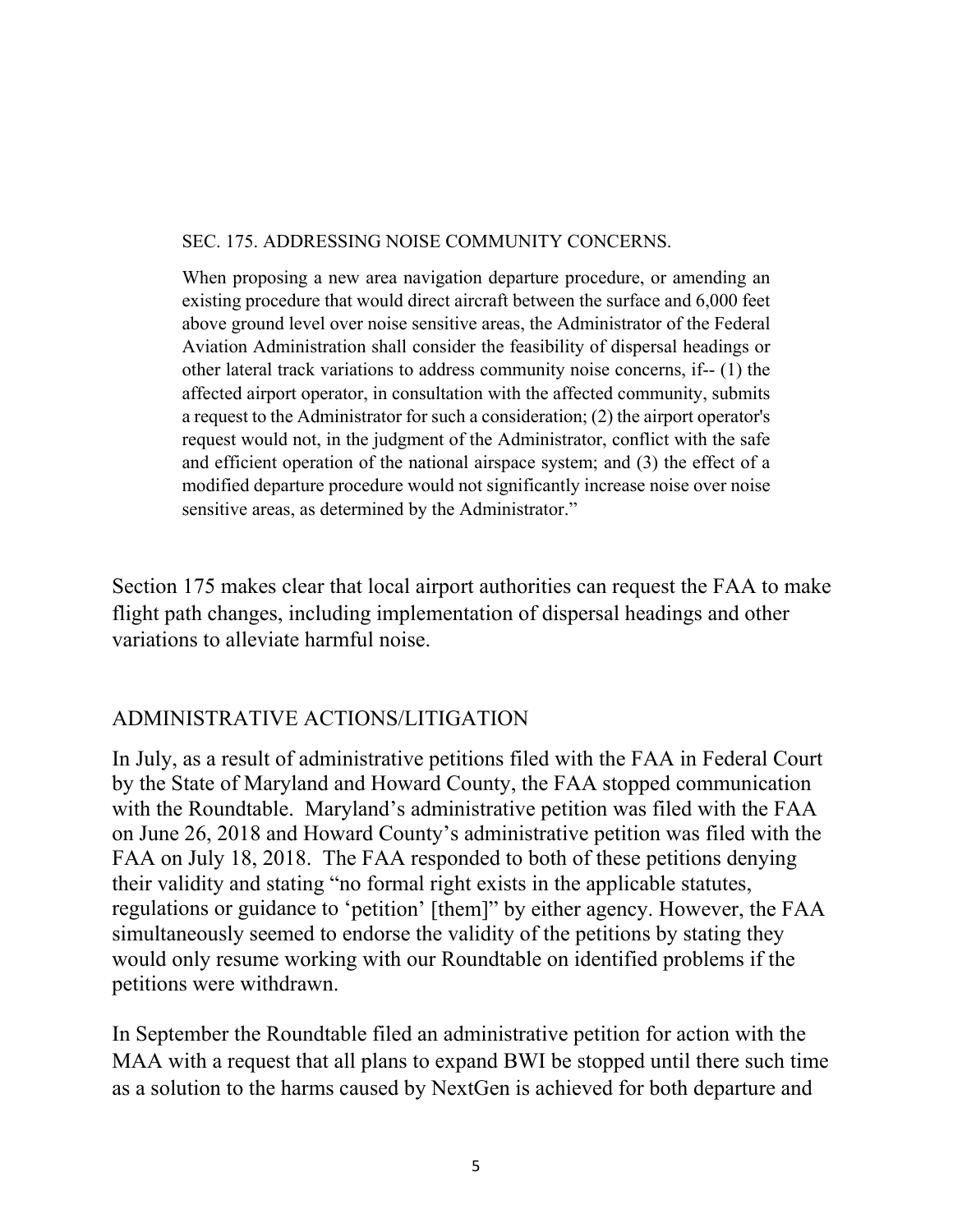> SEC. 175. ADDRESSING NOISE COMMUNITY CONCERNS.
>
> When proposing a new area navigation departure procedure, or amending an existing procedure that would direct aircraft between the surface and 6,000 feet above ground level over noise sensitive areas, the Administrator of the Federal Aviation Administration shall consider the feasibility of dispersal headings or other lateral track variations to address community noise concerns, if-- (1) the affected airport operator, in consultation with the affected community, submits a request to the Administrator for such a consideration; (2) the airport operator's request would not, in the judgment of the Administrator, conflict with the safe and efficient operation of the national airspace system; and (3) the effect of a modified departure procedure would not significantly increase noise over noise sensitive areas, as determined by the Administrator."

Section 175 makes clear that local airport authorities can request the FAA to make flight path changes, including implementation of dispersal headings and other variations to alleviate harmful noise.

## ADMINISTRATIVE ACTIONS/LITIGATION

In July, as a result of administrative petitions filed with the FAA in Federal Court by the State of Maryland and Howard County, the FAA stopped communication with the Roundtable. Maryland's administrative petition was filed with the FAA on June 26, 2018 and Howard County's administrative petition was filed with the FAA on July 18, 2018. The FAA responded to both of these petitions denying their validity and stating "no formal right exists in the applicable statutes, regulations or guidance to 'petition' [them]" by either agency. However, the FAA simultaneously seemed to endorse the validity of the petitions by stating they would only resume working with our Roundtable on identified problems if the petitions were withdrawn.

In September the Roundtable filed an administrative petition for action with the MAA with a request that all plans to expand BWI be stopped until there such time as a solution to the harms caused by NextGen is achieved for both departure and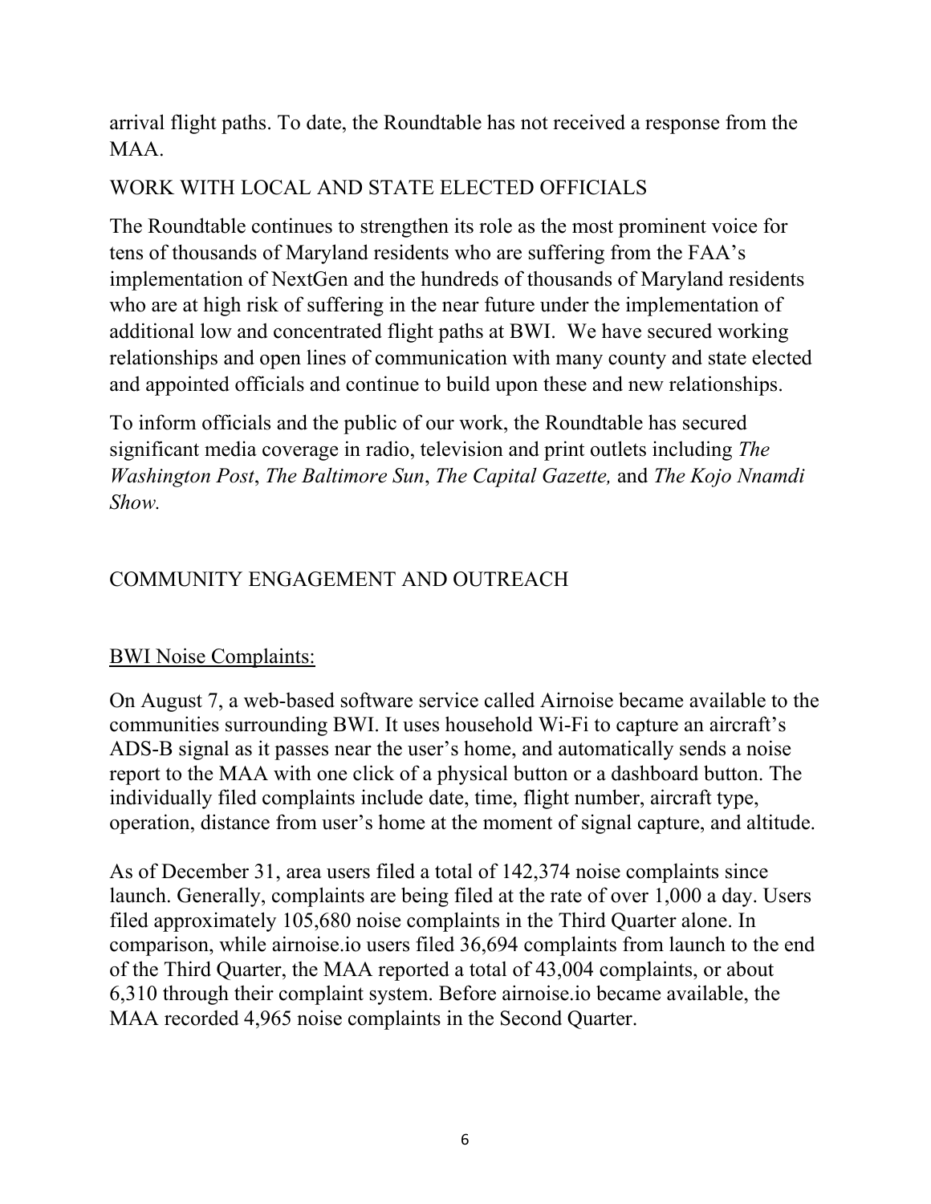arrival flight paths. To date, the Roundtable has not received a response from the MAA.

## WORK WITH LOCAL AND STATE ELECTED OFFICIALS

The Roundtable continues to strengthen its role as the most prominent voice for tens of thousands of Maryland residents who are suffering from the FAA's implementation of NextGen and the hundreds of thousands of Maryland residents who are at high risk of suffering in the near future under the implementation of additional low and concentrated flight paths at BWI. We have secured working relationships and open lines of communication with many county and state elected and appointed officials and continue to build upon these and new relationships.

To inform officials and the public of our work, the Roundtable has secured significant media coverage in radio, television and print outlets including *The Washington Post*, *The Baltimore Sun*, *The Capital Gazette,* and *The Kojo Nnamdi Show.*

## COMMUNITY ENGAGEMENT AND OUTREACH

### BWI Noise Complaints:

On August 7, a web-based software service called Airnoise became available to the communities surrounding BWI. It uses household Wi-Fi to capture an aircraft's ADS-B signal as it passes near the user's home, and automatically sends a noise report to the MAA with one click of a physical button or a dashboard button. The individually filed complaints include date, time, flight number, aircraft type, operation, distance from user's home at the moment of signal capture, and altitude.

As of December 31, area users filed a total of 142,374 noise complaints since launch. Generally, complaints are being filed at the rate of over 1,000 a day. Users filed approximately 105,680 noise complaints in the Third Quarter alone. In comparison, while airnoise.io users filed 36,694 complaints from launch to the end of the Third Quarter, the MAA reported a total of 43,004 complaints, or about 6,310 through their complaint system. Before airnoise.io became available, the MAA recorded 4,965 noise complaints in the Second Quarter.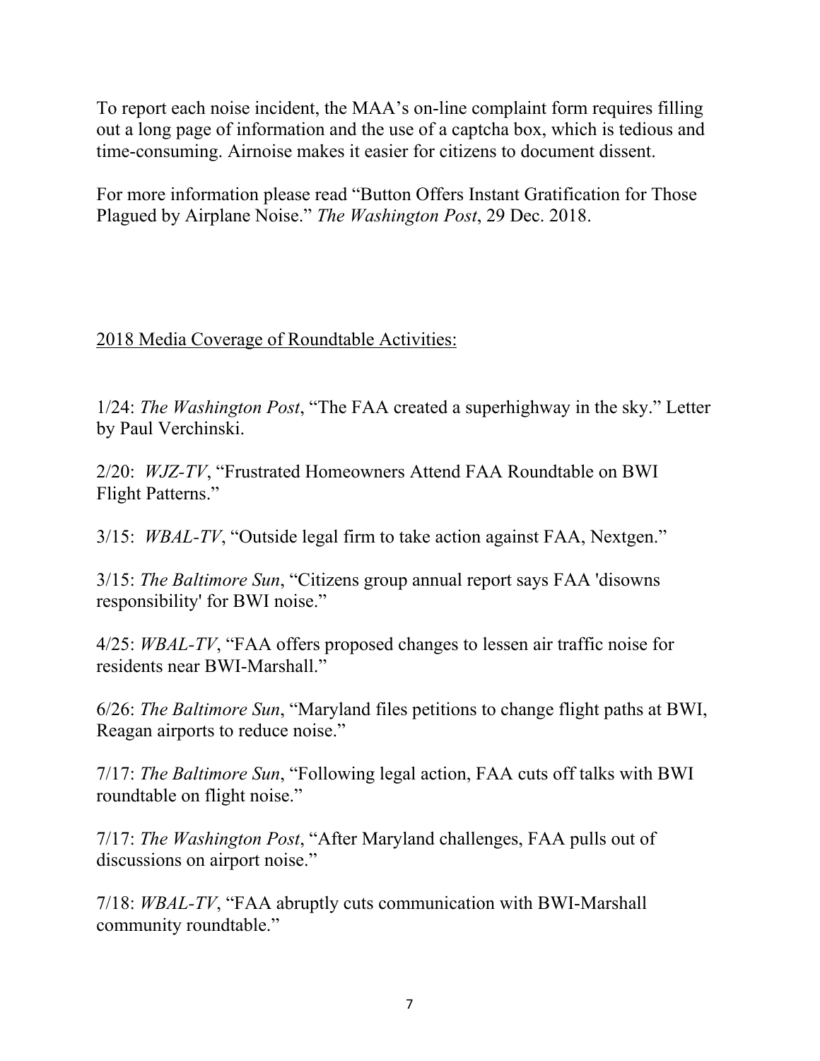To report each noise incident, the MAA's on-line complaint form requires filling out a long page of information and the use of a captcha box, which is tedious and time-consuming. Airnoise makes it easier for citizens to document dissent.

For more information please read "Button Offers Instant Gratification for Those Plagued by Airplane Noise." *The Washington Post*, 29 Dec. 2018.

<u>2018 Media Coverage of Roundtable Activities:</u>

1/24: *The Washington Post*, "The FAA created a superhighway in the sky." Letter by Paul Verchinski.

2/20: *WJZ-TV*, "Frustrated Homeowners Attend FAA Roundtable on BWI Flight Patterns."

3/15: *WBAL-TV*, "Outside legal firm to take action against FAA, Nextgen."

3/15: *The Baltimore Sun*, "Citizens group annual report says FAA 'disowns responsibility' for BWI noise."

4/25: *WBAL-TV*, "FAA offers proposed changes to lessen air traffic noise for residents near BWI-Marshall."

6/26: *The Baltimore Sun*, "Maryland files petitions to change flight paths at BWI, Reagan airports to reduce noise."

7/17: *The Baltimore Sun*, "Following legal action, FAA cuts off talks with BWI roundtable on flight noise."

7/17: *The Washington Post*, "After Maryland challenges, FAA pulls out of discussions on airport noise."

7/18: *WBAL-TV*, "FAA abruptly cuts communication with BWI-Marshall community roundtable."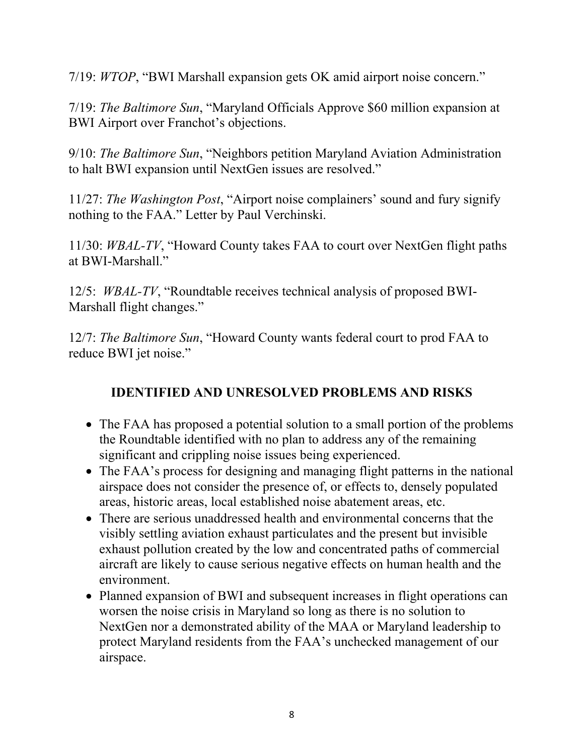7/19: *WTOP*, "BWI Marshall expansion gets OK amid airport noise concern."

7/19: *The Baltimore Sun*, "Maryland Officials Approve $60 million expansion at BWI Airport over Franchot's objections.

9/10: *The Baltimore Sun*, "Neighbors petition Maryland Aviation Administration to halt BWI expansion until NextGen issues are resolved."

11/27: *The Washington Post*, "Airport noise complainers' sound and fury signify nothing to the FAA." Letter by Paul Verchinski.

11/30: *WBAL-TV*, "Howard County takes FAA to court over NextGen flight paths at BWI-Marshall."

12/5: *WBAL-TV*, "Roundtable receives technical analysis of proposed BWI-Marshall flight changes."

12/7: *The Baltimore Sun*, "Howard County wants federal court to prod FAA to reduce BWI jet noise."

## IDENTIFIED AND UNRESOLVED PROBLEMS AND RISKS

- The FAA has proposed a potential solution to a small portion of the problems the Roundtable identified with no plan to address any of the remaining significant and crippling noise issues being experienced.
- The FAA's process for designing and managing flight patterns in the national airspace does not consider the presence of, or effects to, densely populated areas, historic areas, local established noise abatement areas, etc.
- There are serious unaddressed health and environmental concerns that the visibly settling aviation exhaust particulates and the present but invisible exhaust pollution created by the low and concentrated paths of commercial aircraft are likely to cause serious negative effects on human health and the environment.
- Planned expansion of BWI and subsequent increases in flight operations can worsen the noise crisis in Maryland so long as there is no solution to NextGen nor a demonstrated ability of the MAA or Maryland leadership to protect Maryland residents from the FAA's unchecked management of our airspace.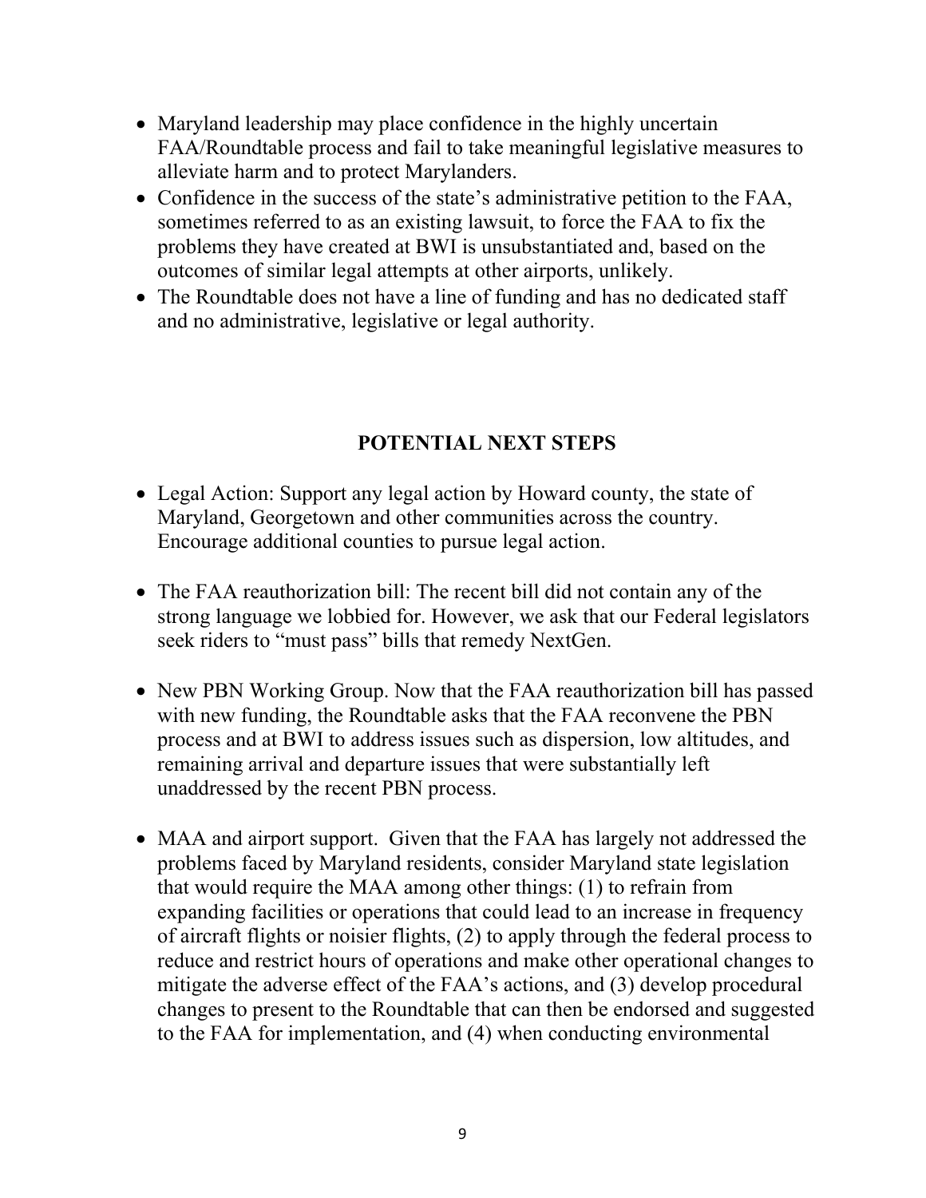- Maryland leadership may place confidence in the highly uncertain FAA/Roundtable process and fail to take meaningful legislative measures to alleviate harm and to protect Marylanders.
- Confidence in the success of the state's administrative petition to the FAA, sometimes referred to as an existing lawsuit, to force the FAA to fix the problems they have created at BWI is unsubstantiated and, based on the outcomes of similar legal attempts at other airports, unlikely.
- The Roundtable does not have a line of funding and has no dedicated staff and no administrative, legislative or legal authority.

## POTENTIAL NEXT STEPS

- Legal Action: Support any legal action by Howard county, the state of Maryland, Georgetown and other communities across the country. Encourage additional counties to pursue legal action.

- The FAA reauthorization bill: The recent bill did not contain any of the strong language we lobbied for. However, we ask that our Federal legislators seek riders to "must pass" bills that remedy NextGen.

- New PBN Working Group. Now that the FAA reauthorization bill has passed with new funding, the Roundtable asks that the FAA reconvene the PBN process and at BWI to address issues such as dispersion, low altitudes, and remaining arrival and departure issues that were substantially left unaddressed by the recent PBN process.

- MAA and airport support. Given that the FAA has largely not addressed the problems faced by Maryland residents, consider Maryland state legislation that would require the MAA among other things: (1) to refrain from expanding facilities or operations that could lead to an increase in frequency of aircraft flights or noisier flights, (2) to apply through the federal process to reduce and restrict hours of operations and make other operational changes to mitigate the adverse effect of the FAA's actions, and (3) develop procedural changes to present to the Roundtable that can then be endorsed and suggested to the FAA for implementation, and (4) when conducting environmental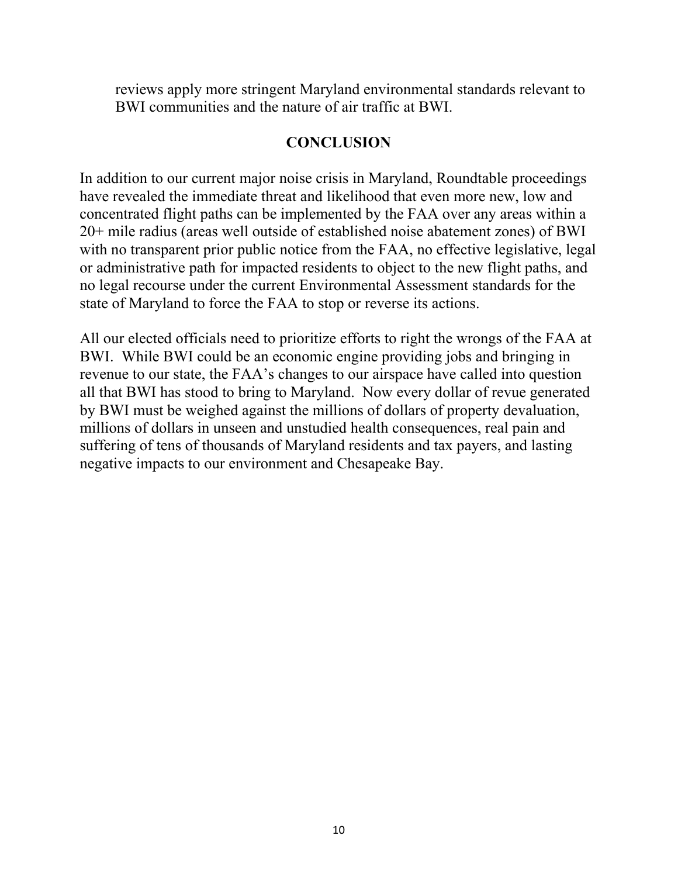reviews apply more stringent Maryland environmental standards relevant to BWI communities and the nature of air traffic at BWI.

## CONCLUSION

In addition to our current major noise crisis in Maryland, Roundtable proceedings have revealed the immediate threat and likelihood that even more new, low and concentrated flight paths can be implemented by the FAA over any areas within a 20+ mile radius (areas well outside of established noise abatement zones) of BWI with no transparent prior public notice from the FAA, no effective legislative, legal or administrative path for impacted residents to object to the new flight paths, and no legal recourse under the current Environmental Assessment standards for the state of Maryland to force the FAA to stop or reverse its actions.

All our elected officials need to prioritize efforts to right the wrongs of the FAA at BWI. While BWI could be an economic engine providing jobs and bringing in revenue to our state, the FAA's changes to our airspace have called into question all that BWI has stood to bring to Maryland. Now every dollar of revue generated by BWI must be weighed against the millions of dollars of property devaluation, millions of dollars in unseen and unstudied health consequences, real pain and suffering of tens of thousands of Maryland residents and tax payers, and lasting negative impacts to our environment and Chesapeake Bay.